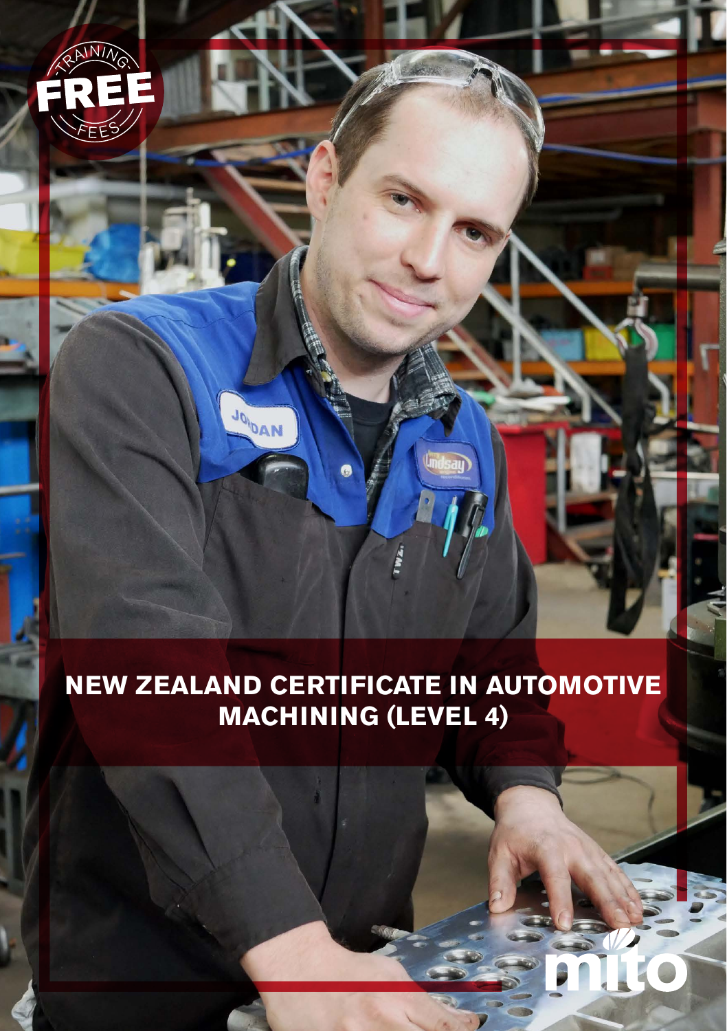TRAINING FREE FEES

# NEW ZEALAND CERTIFICATE IN AUTOMOTIVE MACHINING (LEVEL 4)

mito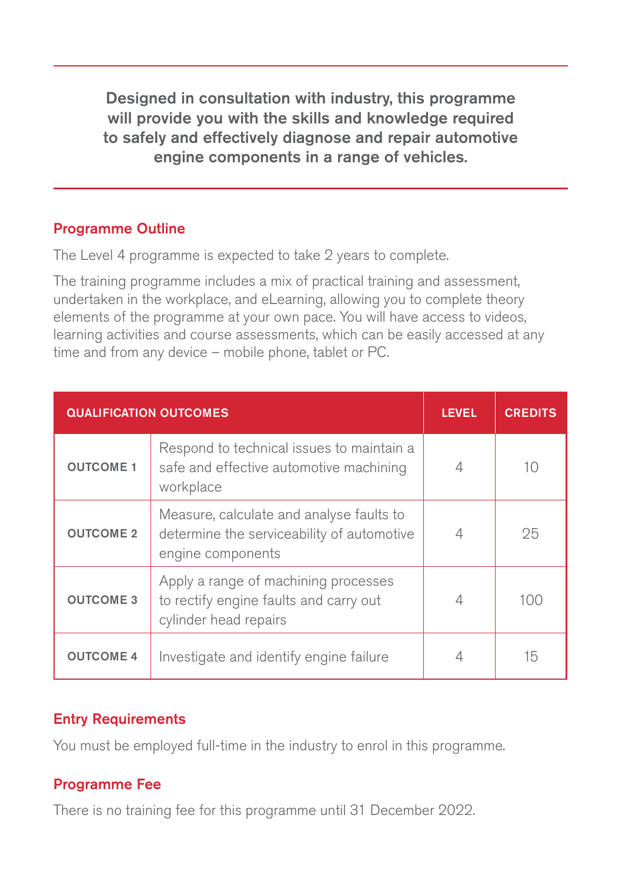**Designed in consultation with industry, this programme will provide you with the skills and knowledge required to safely and effectively diagnose and repair automotive engine components in a range of vehicles.**

## Programme Outline

The Level 4 programme is expected to take 2 years to complete.

The training programme includes a mix of practical training and assessment, undertaken in the workplace, and eLearning, allowing you to complete theory elements of the programme at your own pace. You will have access to videos, learning activities and course assessments, which can be easily accessed at any time and from any device – mobile phone, tablet or PC.

| QUALIFICATION OUTCOMES | | LEVEL | CREDITS |
|---|---|---|---|
| OUTCOME 1 | Respond to technical issues to maintain a safe and effective automotive machining workplace | 4 | 10 |
| OUTCOME 2 | Measure, calculate and analyse faults to determine the serviceability of automotive engine components | 4 | 25 |
| OUTCOME 3 | Apply a range of machining processes to rectify engine faults and carry out cylinder head repairs | 4 | 100 |
| OUTCOME 4 | Investigate and identify engine failure | 4 | 15 |

## Entry Requirements

You must be employed full-time in the industry to enrol in this programme.

## Programme Fee

There is no training fee for this programme until 31 December 2022.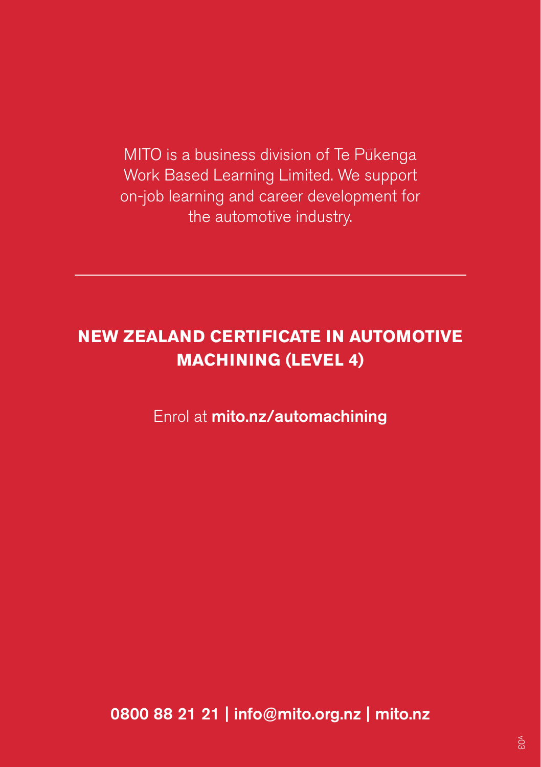MITO is a business division of Te Pūkenga Work Based Learning Limited. We support on-job learning and career development for the automotive industry.

---

## NEW ZEALAND CERTIFICATE IN AUTOMOTIVE MACHINING (LEVEL 4)

Enrol at **mito.nz/automachining**

**0800 88 21 21 | info@mito.org.nz | mito.nz**

v03